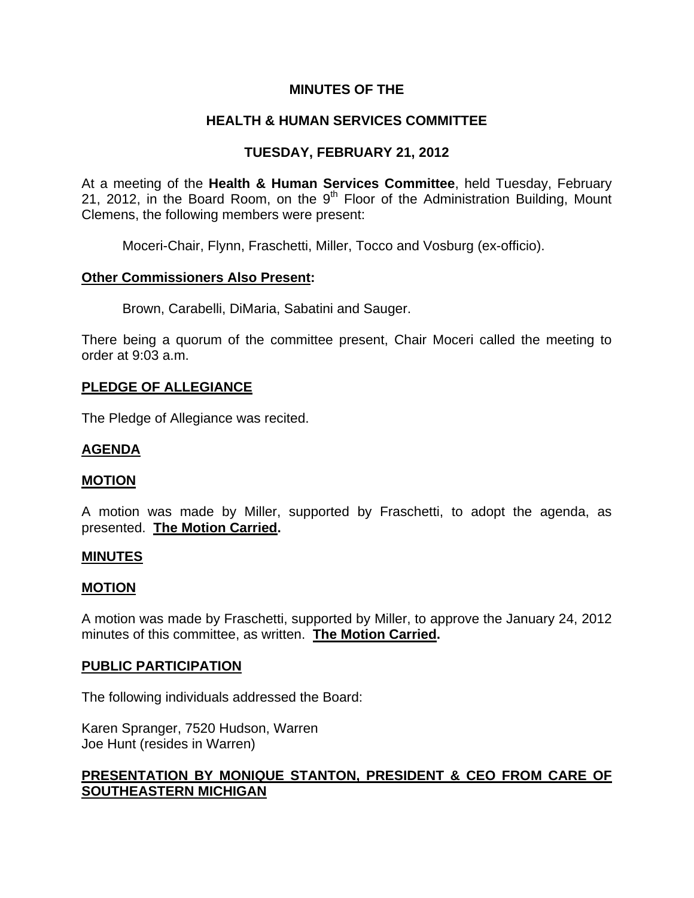**MINUTES OF THE**

**HEALTH & HUMAN SERVICES COMMITTEE**

**TUESDAY, FEBRUARY 21, 2012**

At a meeting of the **Health & Human Services Committee**, held Tuesday, February 21, 2012, in the Board Room, on the 9th Floor of the Administration Building, Mount Clemens, the following members were present:

Moceri-Chair, Flynn, Fraschetti, Miller, Tocco and Vosburg (ex-officio).

**Other Commissioners Also Present:**

Brown, Carabelli, DiMaria, Sabatini and Sauger.

There being a quorum of the committee present, Chair Moceri called the meeting to order at 9:03 a.m.

**PLEDGE OF ALLEGIANCE**

The Pledge of Allegiance was recited.

**AGENDA**

**MOTION**

A motion was made by Miller, supported by Fraschetti, to adopt the agenda, as presented. **The Motion Carried.**

**MINUTES**

**MOTION**

A motion was made by Fraschetti, supported by Miller, to approve the January 24, 2012 minutes of this committee, as written. **The Motion Carried.**

**PUBLIC PARTICIPATION**

The following individuals addressed the Board:

Karen Spranger, 7520 Hudson, Warren
Joe Hunt (resides in Warren)

**PRESENTATION BY MONIQUE STANTON, PRESIDENT & CEO FROM CARE OF SOUTHEASTERN MICHIGAN**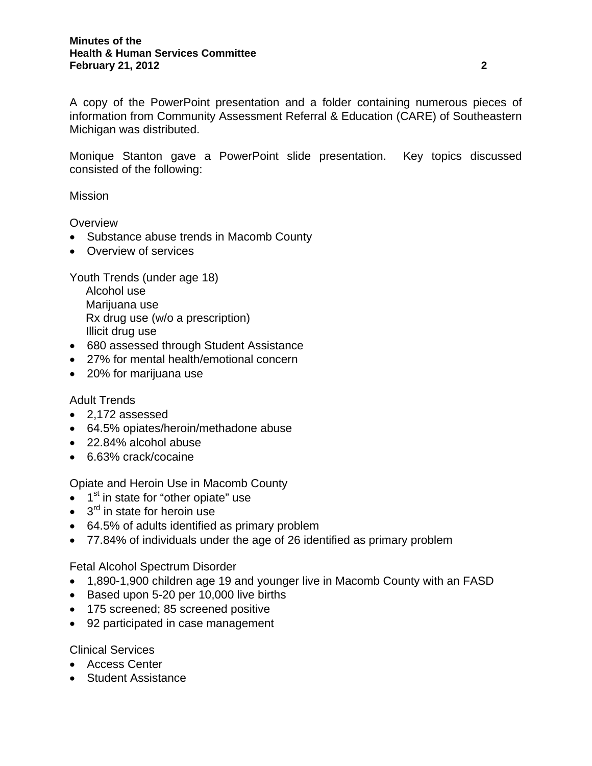A copy of the PowerPoint presentation and a folder containing numerous pieces of information from Community Assessment Referral & Education (CARE) of Southeastern Michigan was distributed.

Monique Stanton gave a PowerPoint slide presentation. Key topics discussed consisted of the following:

Mission

Overview

- Substance abuse trends in Macomb County
- Overview of services

Youth Trends (under age 18)

Alcohol use
Marijuana use
Rx drug use (w/o a prescription)
Illicit drug use

- 680 assessed through Student Assistance
- 27% for mental health/emotional concern
- 20% for marijuana use

Adult Trends

- 2,172 assessed
- 64.5% opiates/heroin/methadone abuse
- 22.84% alcohol abuse
- 6.63% crack/cocaine

Opiate and Heroin Use in Macomb County

- 1st in state for "other opiate" use
- 3rd in state for heroin use
- 64.5% of adults identified as primary problem
- 77.84% of individuals under the age of 26 identified as primary problem

Fetal Alcohol Spectrum Disorder

- 1,890-1,900 children age 19 and younger live in Macomb County with an FASD
- Based upon 5-20 per 10,000 live births
- 175 screened; 85 screened positive
- 92 participated in case management

Clinical Services

- Access Center
- Student Assistance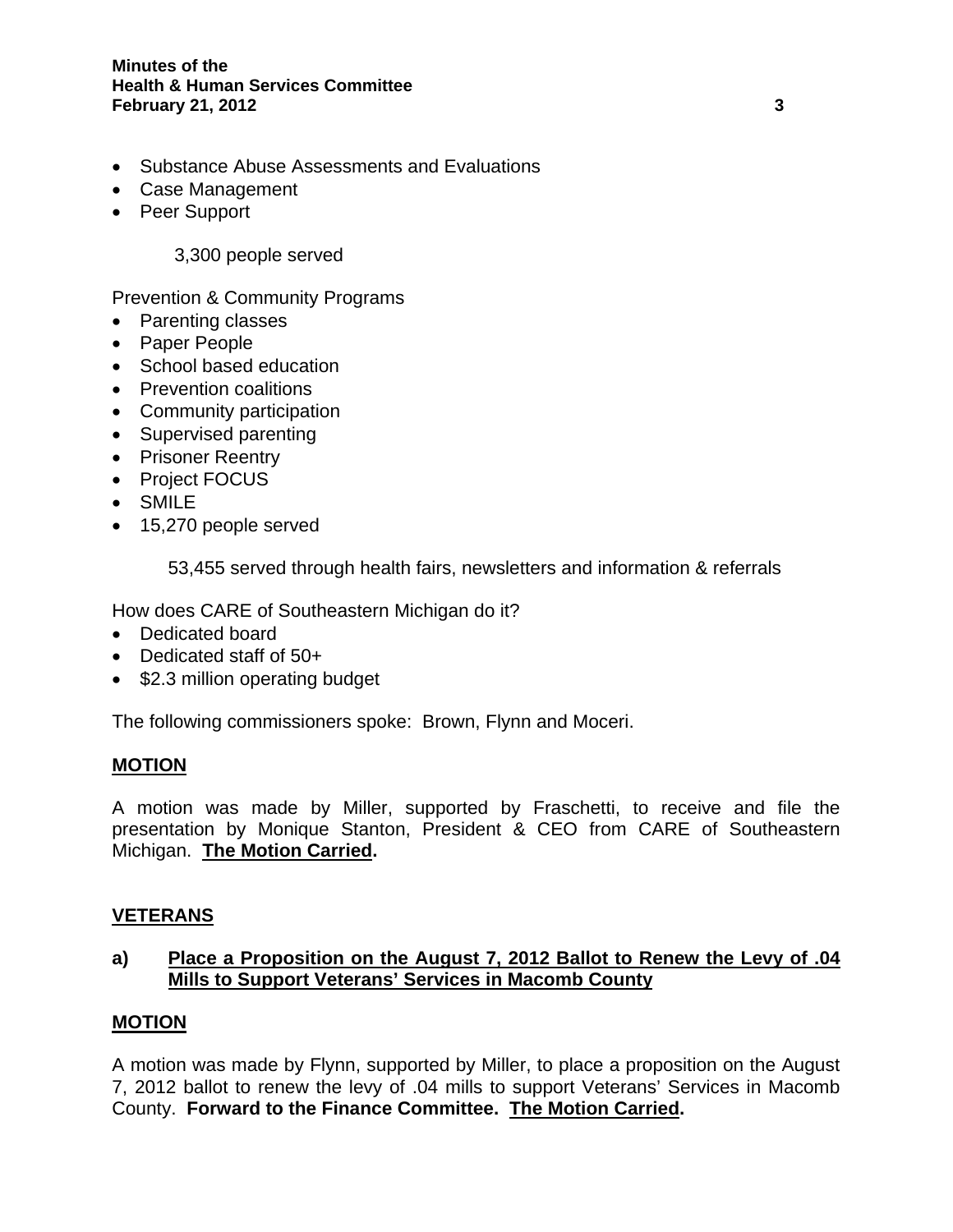- Substance Abuse Assessments and Evaluations
- Case Management
- Peer Support

3,300 people served

Prevention & Community Programs

- Parenting classes
- Paper People
- School based education
- Prevention coalitions
- Community participation
- Supervised parenting
- Prisoner Reentry
- Project FOCUS
- SMILE
- 15,270 people served

53,455 served through health fairs, newsletters and information & referrals

How does CARE of Southeastern Michigan do it?

- Dedicated board
- Dedicated staff of 50+
- $2.3 million operating budget

The following commissioners spoke: Brown, Flynn and Moceri.

**MOTION**

A motion was made by Miller, supported by Fraschetti, to receive and file the presentation by Monique Stanton, President & CEO from CARE of Southeastern Michigan. **The Motion Carried.**

## VETERANS

### a) Place a Proposition on the August 7, 2012 Ballot to Renew the Levy of .04 Mills to Support Veterans' Services in Macomb County

**MOTION**

A motion was made by Flynn, supported by Miller, to place a proposition on the August 7, 2012 ballot to renew the levy of .04 mills to support Veterans' Services in Macomb County. **Forward to the Finance Committee. The Motion Carried.**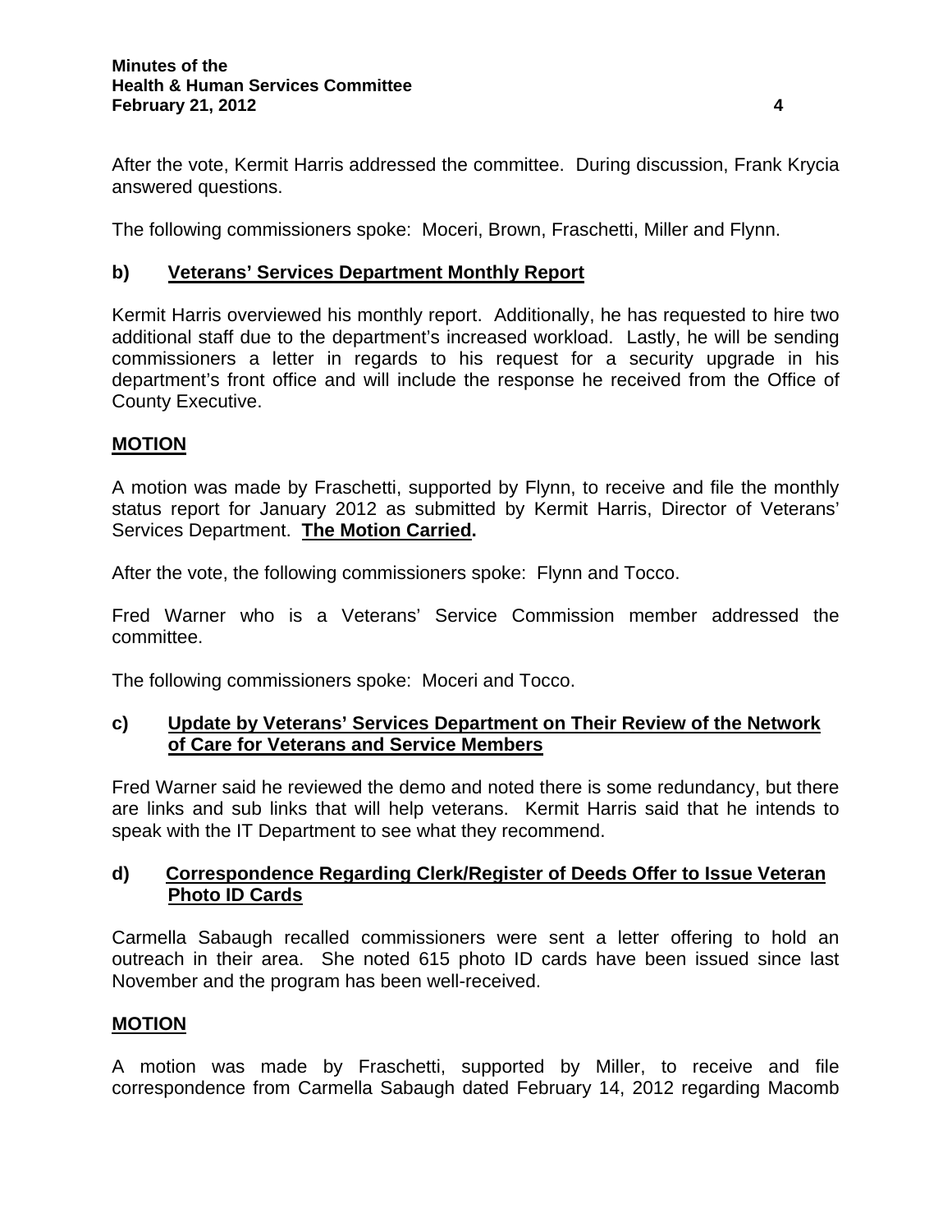After the vote, Kermit Harris addressed the committee. During discussion, Frank Krycia answered questions.

The following commissioners spoke: Moceri, Brown, Fraschetti, Miller and Flynn.

**b) Veterans' Services Department Monthly Report**

Kermit Harris overviewed his monthly report. Additionally, he has requested to hire two additional staff due to the department's increased workload. Lastly, he will be sending commissioners a letter in regards to his request for a security upgrade in his department's front office and will include the response he received from the Office of County Executive.

**MOTION**

A motion was made by Fraschetti, supported by Flynn, to receive and file the monthly status report for January 2012 as submitted by Kermit Harris, Director of Veterans' Services Department. **The Motion Carried.**

After the vote, the following commissioners spoke: Flynn and Tocco.

Fred Warner who is a Veterans' Service Commission member addressed the committee.

The following commissioners spoke: Moceri and Tocco.

**c) Update by Veterans' Services Department on Their Review of the Network of Care for Veterans and Service Members**

Fred Warner said he reviewed the demo and noted there is some redundancy, but there are links and sub links that will help veterans. Kermit Harris said that he intends to speak with the IT Department to see what they recommend.

**d) Correspondence Regarding Clerk/Register of Deeds Offer to Issue Veteran Photo ID Cards**

Carmella Sabaugh recalled commissioners were sent a letter offering to hold an outreach in their area. She noted 615 photo ID cards have been issued since last November and the program has been well-received.

**MOTION**

A motion was made by Fraschetti, supported by Miller, to receive and file correspondence from Carmella Sabaugh dated February 14, 2012 regarding Macomb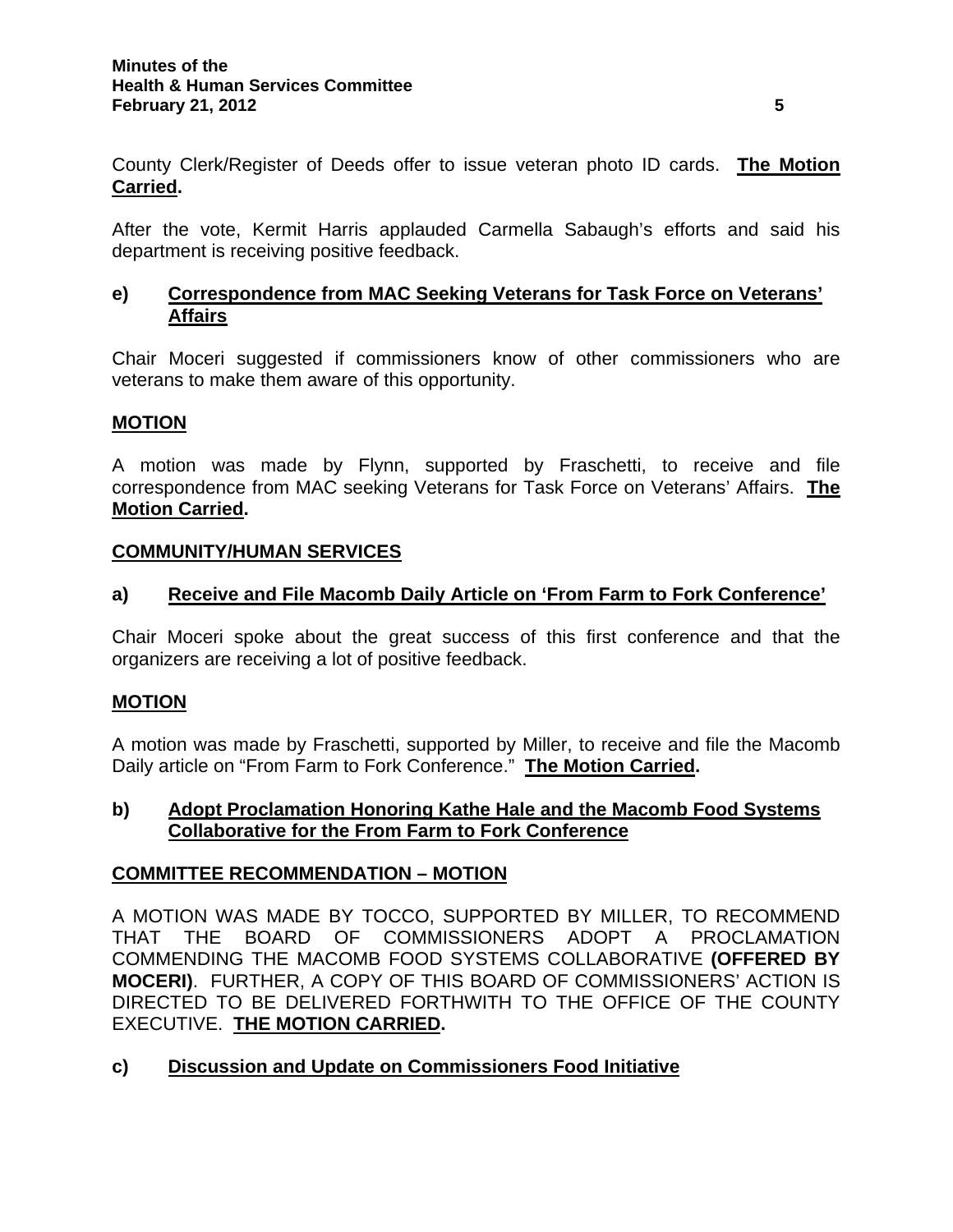County Clerk/Register of Deeds offer to issue veteran photo ID cards. **The Motion Carried.**

After the vote, Kermit Harris applauded Carmella Sabaugh's efforts and said his department is receiving positive feedback.

**e) Correspondence from MAC Seeking Veterans for Task Force on Veterans' Affairs**

Chair Moceri suggested if commissioners know of other commissioners who are veterans to make them aware of this opportunity.

**MOTION**

A motion was made by Flynn, supported by Fraschetti, to receive and file correspondence from MAC seeking Veterans for Task Force on Veterans' Affairs. **The Motion Carried.**

**COMMUNITY/HUMAN SERVICES**

**a) Receive and File Macomb Daily Article on 'From Farm to Fork Conference'**

Chair Moceri spoke about the great success of this first conference and that the organizers are receiving a lot of positive feedback.

**MOTION**

A motion was made by Fraschetti, supported by Miller, to receive and file the Macomb Daily article on "From Farm to Fork Conference." **The Motion Carried.**

**b) Adopt Proclamation Honoring Kathe Hale and the Macomb Food Systems Collaborative for the From Farm to Fork Conference**

**COMMITTEE RECOMMENDATION – MOTION**

A MOTION WAS MADE BY TOCCO, SUPPORTED BY MILLER, TO RECOMMEND THAT THE BOARD OF COMMISSIONERS ADOPT A PROCLAMATION COMMENDING THE MACOMB FOOD SYSTEMS COLLABORATIVE **(OFFERED BY MOCERI)**. FURTHER, A COPY OF THIS BOARD OF COMMISSIONERS' ACTION IS DIRECTED TO BE DELIVERED FORTHWITH TO THE OFFICE OF THE COUNTY EXECUTIVE. **THE MOTION CARRIED.**

**c) Discussion and Update on Commissioners Food Initiative**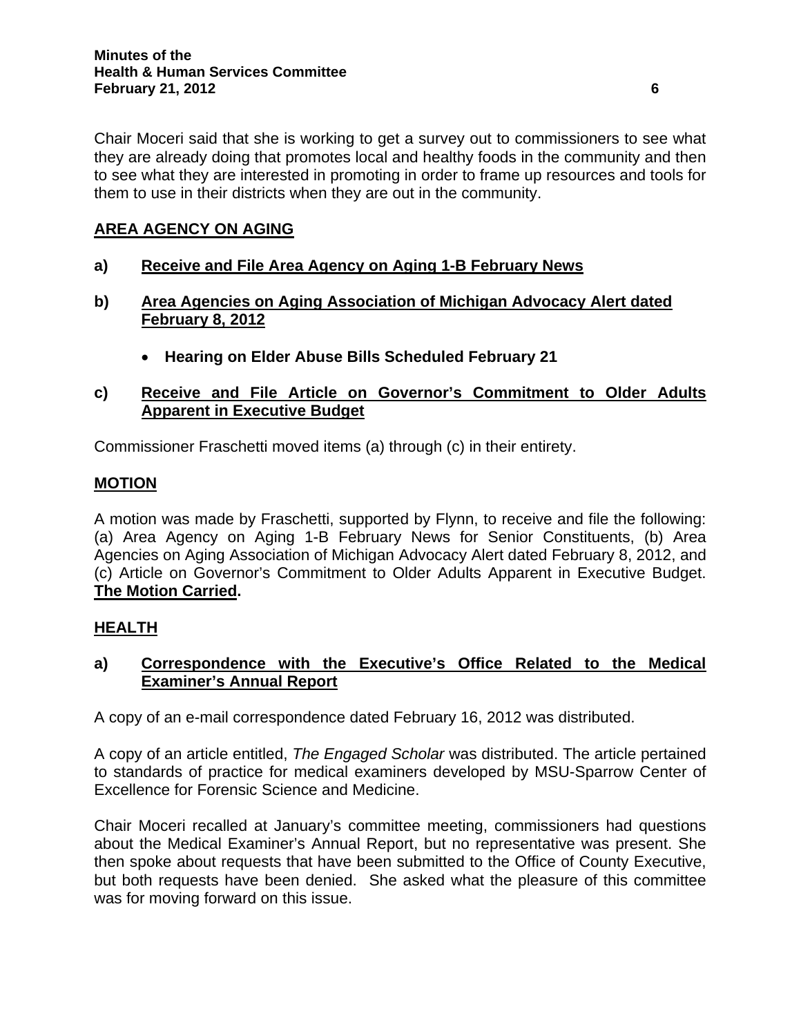Chair Moceri said that she is working to get a survey out to commissioners to see what they are already doing that promotes local and healthy foods in the community and then to see what they are interested in promoting in order to frame up resources and tools for them to use in their districts when they are out in the community.

## AREA AGENCY ON AGING

**a) Receive and File Area Agency on Aging 1-B February News**

**b) Area Agencies on Aging Association of Michigan Advocacy Alert dated February 8, 2012**

- **Hearing on Elder Abuse Bills Scheduled February 21**

**c) Receive and File Article on Governor's Commitment to Older Adults Apparent in Executive Budget**

Commissioner Fraschetti moved items (a) through (c) in their entirety.

**MOTION**

A motion was made by Fraschetti, supported by Flynn, to receive and file the following: (a) Area Agency on Aging 1-B February News for Senior Constituents, (b) Area Agencies on Aging Association of Michigan Advocacy Alert dated February 8, 2012, and (c) Article on Governor's Commitment to Older Adults Apparent in Executive Budget. **The Motion Carried.**

## HEALTH

**a) Correspondence with the Executive's Office Related to the Medical Examiner's Annual Report**

A copy of an e-mail correspondence dated February 16, 2012 was distributed.

A copy of an article entitled, *The Engaged Scholar* was distributed. The article pertained to standards of practice for medical examiners developed by MSU-Sparrow Center of Excellence for Forensic Science and Medicine.

Chair Moceri recalled at January's committee meeting, commissioners had questions about the Medical Examiner's Annual Report, but no representative was present. She then spoke about requests that have been submitted to the Office of County Executive, but both requests have been denied. She asked what the pleasure of this committee was for moving forward on this issue.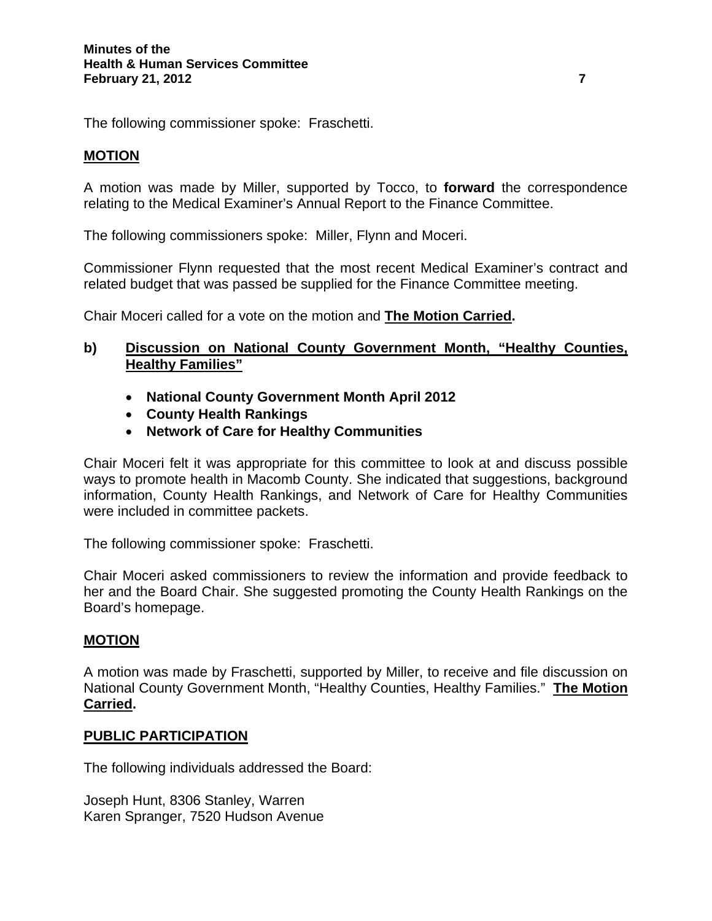The following commissioner spoke: Fraschetti.

**MOTION**

A motion was made by Miller, supported by Tocco, to **forward** the correspondence relating to the Medical Examiner's Annual Report to the Finance Committee.

The following commissioners spoke: Miller, Flynn and Moceri.

Commissioner Flynn requested that the most recent Medical Examiner's contract and related budget that was passed be supplied for the Finance Committee meeting.

Chair Moceri called for a vote on the motion and **The Motion Carried.**

**b) Discussion on National County Government Month, "Healthy Counties, Healthy Families"**

- **National County Government Month April 2012**
- **County Health Rankings**
- **Network of Care for Healthy Communities**

Chair Moceri felt it was appropriate for this committee to look at and discuss possible ways to promote health in Macomb County. She indicated that suggestions, background information, County Health Rankings, and Network of Care for Healthy Communities were included in committee packets.

The following commissioner spoke: Fraschetti.

Chair Moceri asked commissioners to review the information and provide feedback to her and the Board Chair. She suggested promoting the County Health Rankings on the Board's homepage.

**MOTION**

A motion was made by Fraschetti, supported by Miller, to receive and file discussion on National County Government Month, "Healthy Counties, Healthy Families." **The Motion Carried.**

**PUBLIC PARTICIPATION**

The following individuals addressed the Board:

Joseph Hunt, 8306 Stanley, Warren
Karen Spranger, 7520 Hudson Avenue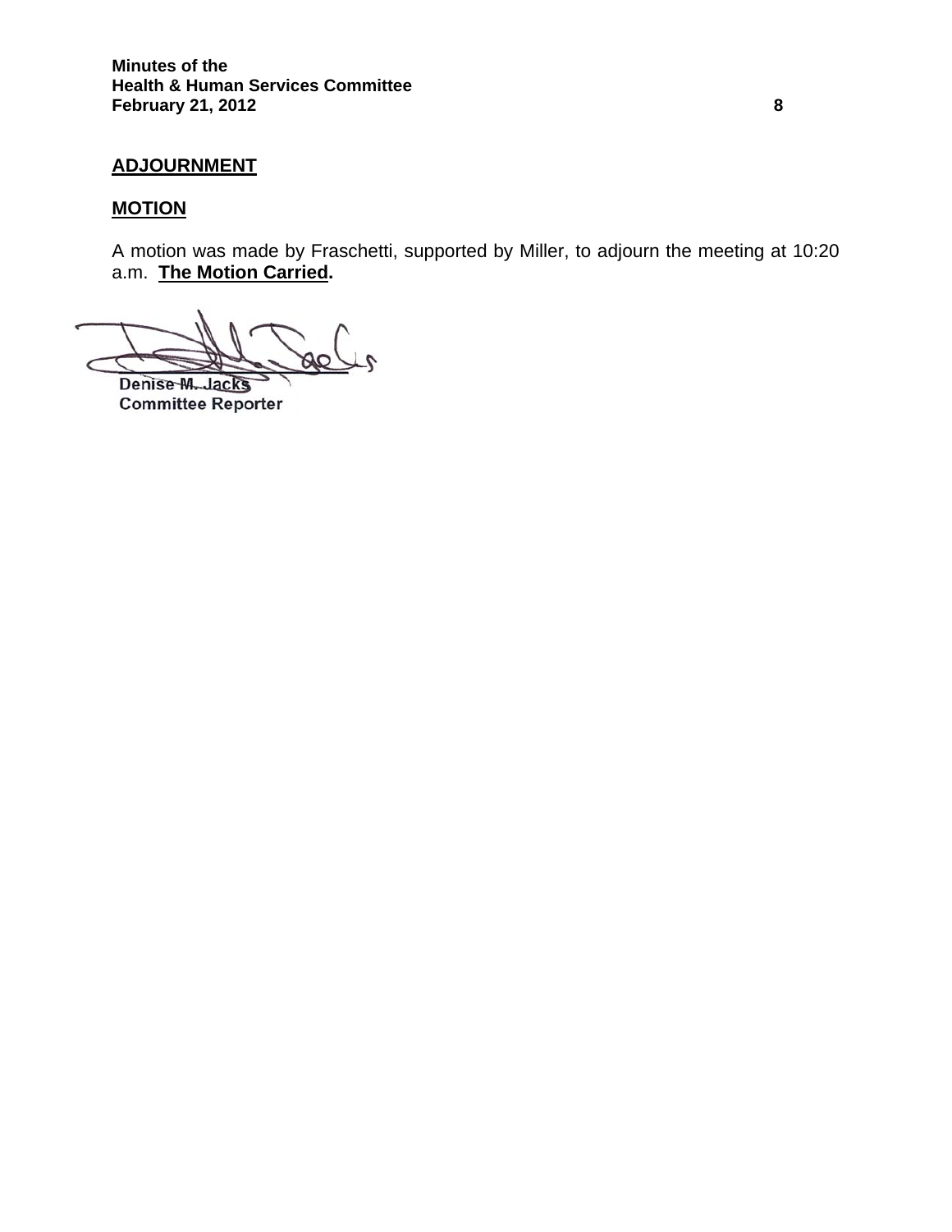## ADJOURNMENT

### MOTION

A motion was made by Fraschetti, supported by Miller, to adjourn the meeting at 10:20 a.m. **The Motion Carried.**

Denise M. Jacks
Committee Reporter